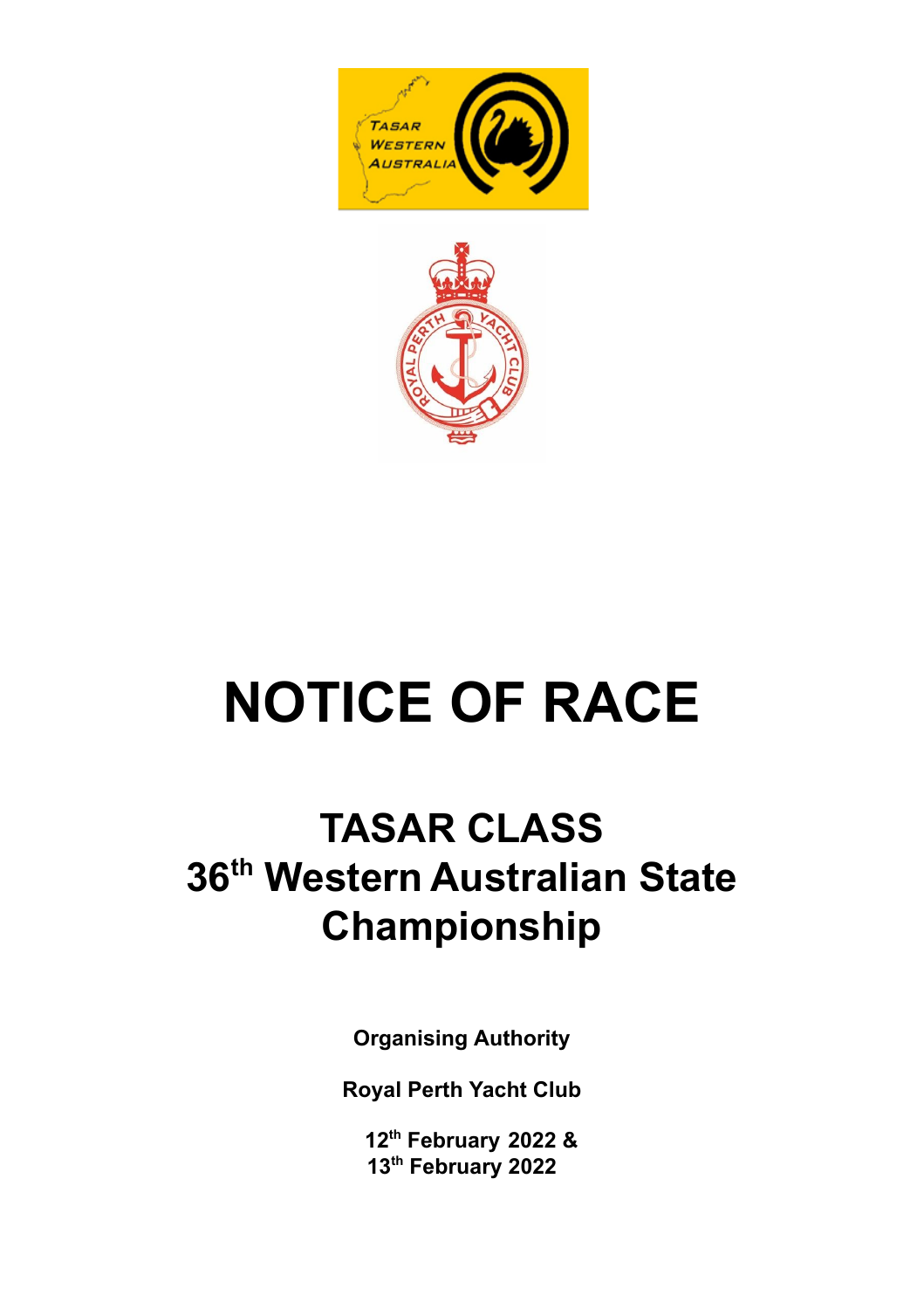# NOTICE OF RACE

## TASAR CLASS
## 36th Western Australian State Championship

**Organising Authority**

**Royal Perth Yacht Club**

**12th February 2022 &**
**13th February 2022**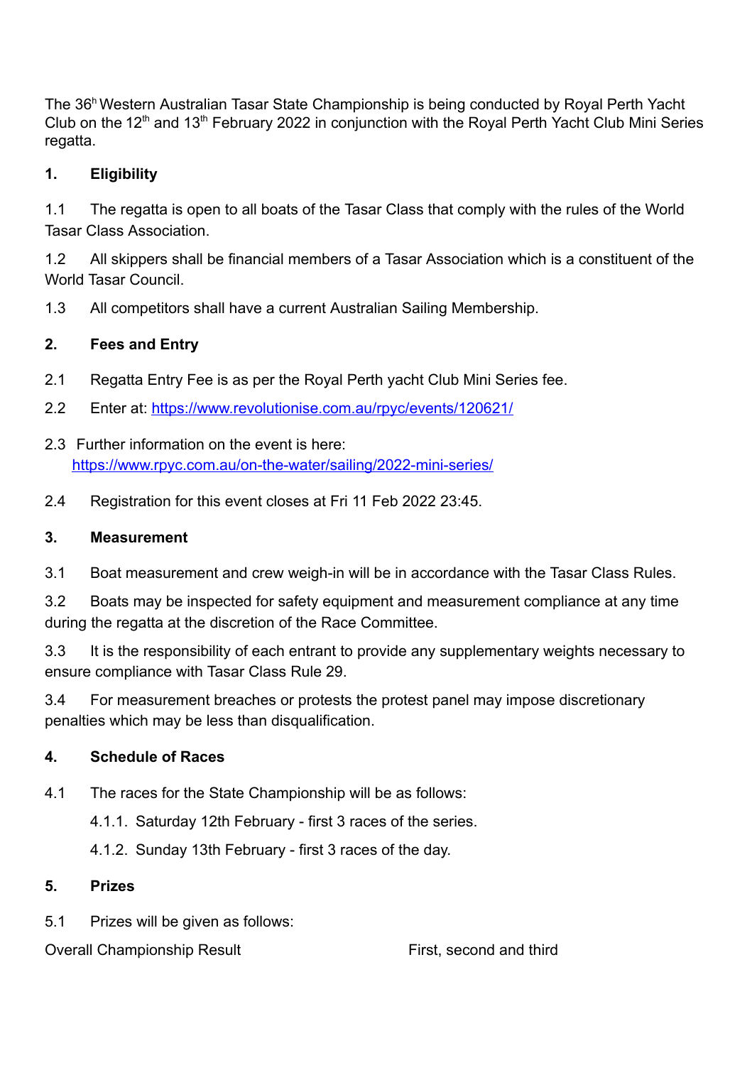The 36th Western Australian Tasar State Championship is being conducted by Royal Perth Yacht Club on the 12th and 13th February 2022 in conjunction with the Royal Perth Yacht Club Mini Series regatta.

## 1. Eligibility

1.1 The regatta is open to all boats of the Tasar Class that comply with the rules of the World Tasar Class Association.

1.2 All skippers shall be financial members of a Tasar Association which is a constituent of the World Tasar Council.

1.3 All competitors shall have a current Australian Sailing Membership.

## 2. Fees and Entry

2.1 Regatta Entry Fee is as per the Royal Perth yacht Club Mini Series fee.

2.2 Enter at: https://www.revolutionise.com.au/rpyc/events/120621/

2.3 Further information on the event is here: https://www.rpyc.com.au/on-the-water/sailing/2022-mini-series/

2.4 Registration for this event closes at Fri 11 Feb 2022 23:45.

## 3. Measurement

3.1 Boat measurement and crew weigh-in will be in accordance with the Tasar Class Rules.

3.2 Boats may be inspected for safety equipment and measurement compliance at any time during the regatta at the discretion of the Race Committee.

3.3 It is the responsibility of each entrant to provide any supplementary weights necessary to ensure compliance with Tasar Class Rule 29.

3.4 For measurement breaches or protests the protest panel may impose discretionary penalties which may be less than disqualification.

## 4. Schedule of Races

4.1 The races for the State Championship will be as follows:

- 4.1.1. Saturday 12th February - first 3 races of the series.
- 4.1.2. Sunday 13th February - first 3 races of the day.

## 5. Prizes

5.1 Prizes will be given as follows:

| | |
|---|---|
| Overall Championship Result | First, second and third |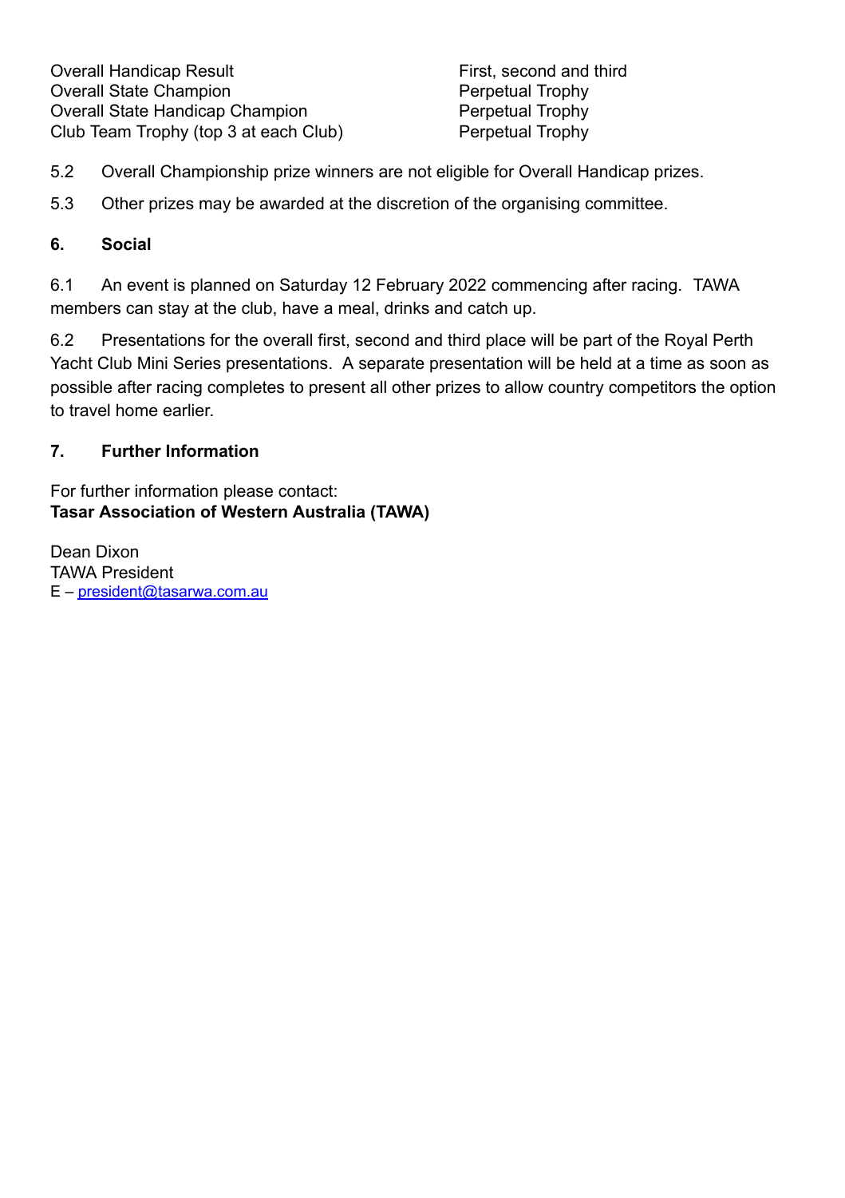| | |
|---|---|
| Overall Handicap Result | First, second and third |
| Overall State Champion | Perpetual Trophy |
| Overall State Handicap Champion | Perpetual Trophy |
| Club Team Trophy (top 3 at each Club) | Perpetual Trophy |

5.2 Overall Championship prize winners are not eligible for Overall Handicap prizes.

5.3 Other prizes may be awarded at the discretion of the organising committee.

## 6. Social

6.1 An event is planned on Saturday 12 February 2022 commencing after racing. TAWA members can stay at the club, have a meal, drinks and catch up.

6.2 Presentations for the overall first, second and third place will be part of the Royal Perth Yacht Club Mini Series presentations. A separate presentation will be held at a time as soon as possible after racing completes to present all other prizes to allow country competitors the option to travel home earlier.

## 7. Further Information

For further information please contact:
**Tasar Association of Western Australia (TAWA)**

Dean Dixon
TAWA President
E – president@tasarwa.com.au